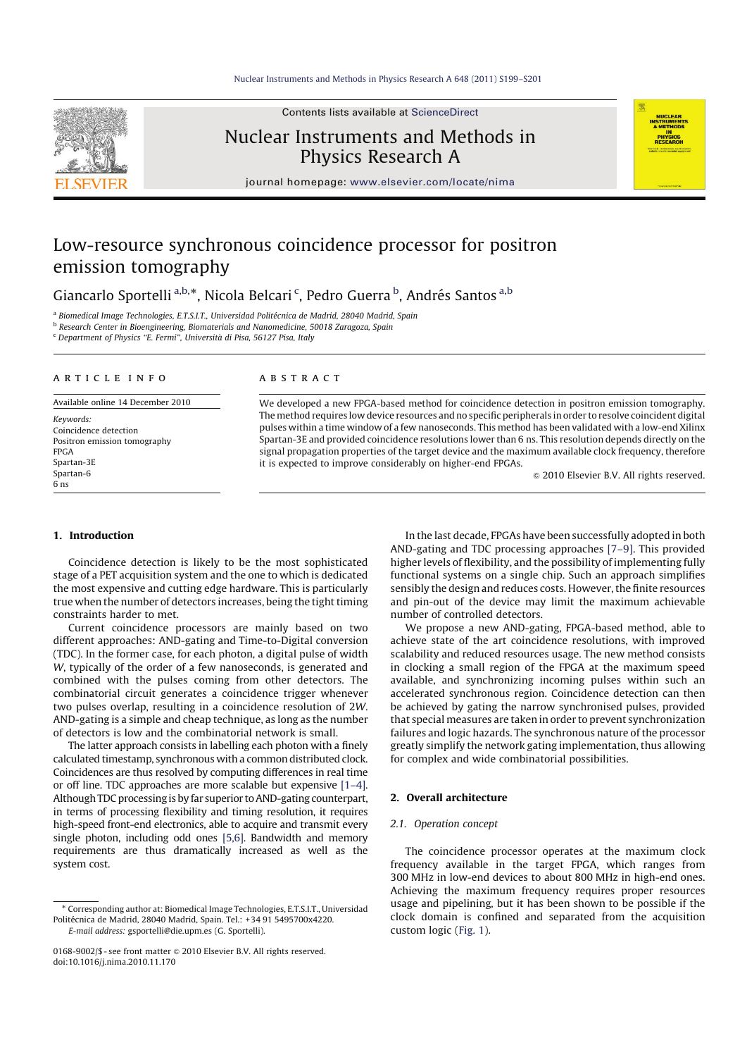# Low-resource synchronous coincidence processor for positron emission tomography

Giancarlo Sportelli [a,b,*], Nicola Belcari [c], Pedro Guerra [b], Andrés Santos [a,b]

[a] Biomedical Image Technologies, E.T.S.I.T., Universidad Politécnica de Madrid, 28040 Madrid, Spain
[b] Research Center in Bioengineering, Biomaterials and Nanomedicine, 50018 Zaragoza, Spain
[c] Department of Physics "E. Fermi", Università di Pisa, 56127 Pisa, Italy

## ARTICLE INFO

Available online 14 December 2010

*Keywords:*
Coincidence detection
Positron emission tomography
FPGA
Spartan-3E
Spartan-6
6 ns

## ABSTRACT

We developed a new FPGA-based method for coincidence detection in positron emission tomography. The method requires low device resources and no specific peripherals in order to resolve coincident digital pulses within a time window of a few nanoseconds. This method has been validated with a low-end Xilinx Spartan-3E and provided coincidence resolutions lower than 6 ns. This resolution depends directly on the signal propagation properties of the target device and the maximum available clock frequency, therefore it is expected to improve considerably on higher-end FPGAs.

© 2010 Elsevier B.V. All rights reserved.

## 1. Introduction

Coincidence detection is likely to be the most sophisticated stage of a PET acquisition system and the one to which is dedicated the most expensive and cutting edge hardware. This is particularly true when the number of detectors increases, being the tight timing constraints harder to met.

Current coincidence processors are mainly based on two different approaches: AND-gating and Time-to-Digital conversion (TDC). In the former case, for each photon, a digital pulse of width $W$, typically of the order of a few nanoseconds, is generated and combined with the pulses coming from other detectors. The combinatorial circuit generates a coincidence trigger whenever two pulses overlap, resulting in a coincidence resolution of $2W$. AND-gating is a simple and cheap technique, as long as the number of detectors is low and the combinatorial network is small.

The latter approach consists in labelling each photon with a finely calculated timestamp, synchronous with a common distributed clock. Coincidences are thus resolved by computing differences in real time or off line. TDC approaches are more scalable but expensive [1–4]. Although TDC processing is by far superior to AND-gating counterpart, in terms of processing flexibility and timing resolution, it requires high-speed front-end electronics, able to acquire and transmit every single photon, including odd ones [5,6]. Bandwidth and memory requirements are thus dramatically increased as well as the system cost.

In the last decade, FPGAs have been successfully adopted in both AND-gating and TDC processing approaches [7–9]. This provided higher levels of flexibility, and the possibility of implementing fully functional systems on a single chip. Such an approach simplifies sensibly the design and reduces costs. However, the finite resources and pin-out of the device may limit the maximum achievable number of controlled detectors.

We propose a new AND-gating, FPGA-based method, able to achieve state of the art coincidence resolutions, with improved scalability and reduced resources usage. The new method consists in clocking a small region of the FPGA at the maximum speed available, and synchronizing incoming pulses within such an accelerated synchronous region. Coincidence detection can then be achieved by gating the narrow synchronised pulses, provided that special measures are taken in order to prevent synchronization failures and logic hazards. The synchronous nature of the processor greatly simplify the network gating implementation, thus allowing for complex and wide combinatorial possibilities.

## 2. Overall architecture

### 2.1. Operation concept

The coincidence processor operates at the maximum clock frequency available in the target FPGA, which ranges from 300 MHz in low-end devices to about 800 MHz in high-end ones. Achieving the maximum frequency requires proper resources usage and pipelining, but it has been shown to be possible if the clock domain is confined and separated from the acquisition custom logic (Fig. 1).

* Corresponding author at: Biomedical Image Technologies, E.T.S.I.T., Universidad Politécnica de Madrid, 28040 Madrid, Spain. Tel.: +34 91 5495700x4220.
*E-mail address:* gsportelli@die.upm.es (G. Sportelli).

0168-9002/$ - see front matter © 2010 Elsevier B.V. All rights reserved.
doi:10.1016/j.nima.2010.11.170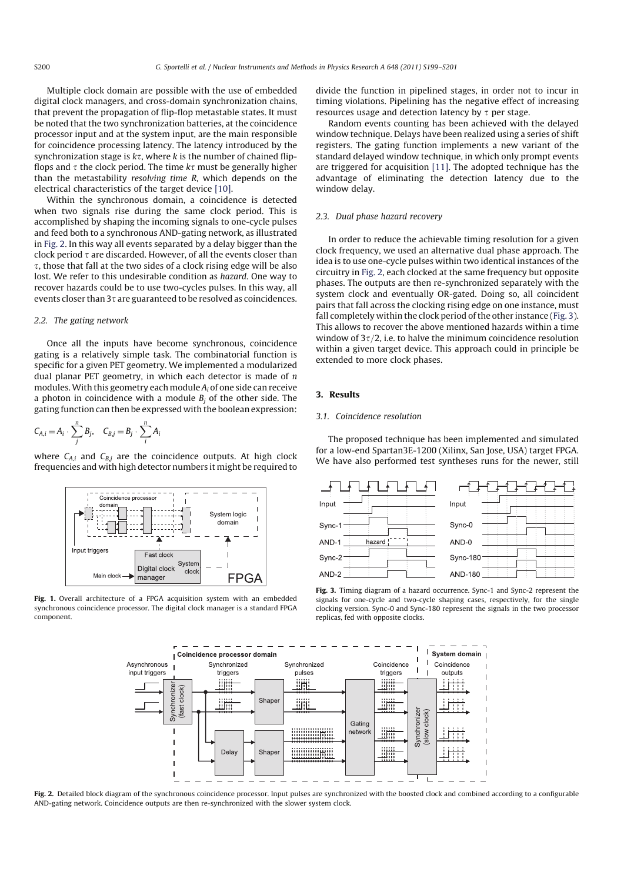Multiple clock domain are possible with the use of embedded digital clock managers, and cross-domain synchronization chains, that prevent the propagation of flip-flop metastable states. It must be noted that the two synchronization batteries, at the coincidence processor input and at the system input, are the main responsible for coincidence processing latency. The latency introduced by the synchronization stage is $k\tau$, where $k$ is the number of chained flip-flops and $\tau$ the clock period. The time $k\tau$ must be generally higher than the metastability *resolving time R*, which depends on the electrical characteristics of the target device [10].

Within the synchronous domain, a coincidence is detected when two signals rise during the same clock period. This is accomplished by shaping the incoming signals to one-cycle pulses and feed both to a synchronous AND-gating network, as illustrated in Fig. 2. In this way all events separated by a delay bigger than the clock period $\tau$ are discarded. However, of all the events closer than $\tau$, those that fall at the two sides of a clock rising edge will be also lost. We refer to this undesirable condition as *hazard*. One way to recover hazards could be to use two-cycles pulses. In this way, all events closer than $3\tau$ are guaranteed to be resolved as coincidences.

### 2.2. The gating network

Once all the inputs have become synchronous, coincidence gating is a relatively simple task. The combinatorial function is specific for a given PET geometry. We implemented a modularized dual planar PET geometry, in which each detector is made of $n$ modules. With this geometry each module $A_i$ of one side can receive a photon in coincidence with a module $B_j$ of the other side. The gating function can then be expressed with the boolean expression:

$$C_{A,i} = A_i \cdot \sum_{j}^{n} B_j, \quad C_{B,j} = B_j \cdot \sum_{i}^{n} A_i$$

where $C_{A,i}$ and $C_{B,j}$ are the coincidence outputs. At high clock frequencies and with high detector numbers it might be required to divide the function in pipelined stages, in order not to incur in timing violations. Pipelining has the negative effect of increasing resources usage and detection latency by $\tau$ per stage.

Random events counting has been achieved with the delayed window technique. Delays have been realized using a series of shift registers. The gating function implements a new variant of the standard delayed window technique, in which only prompt events are triggered for acquisition [11]. The adopted technique has the advantage of eliminating the detection latency due to the window delay.

### 2.3. Dual phase hazard recovery

In order to reduce the achievable timing resolution for a given clock frequency, we used an alternative dual phase approach. The idea is to use one-cycle pulses within two identical instances of the circuitry in Fig. 2, each clocked at the same frequency but opposite phases. The outputs are then re-synchronized separately with the system clock and eventually OR-gated. Doing so, all coincident pairs that fall across the clocking rising edge on one instance, must fall completely within the clock period of the other instance (Fig. 3). This allows to recover the above mentioned hazards within a time window of $3\tau/2$, i.e. to halve the minimum coincidence resolution within a given target device. This approach could in principle be extended to more clock phases.

**Fig. 1.** Overall architecture of a FPGA acquisition system with an embedded synchronous coincidence processor. The digital clock manager is a standard FPGA component.

## 3. Results

### 3.1. Coincidence resolution

The proposed technique has been implemented and simulated for a low-end Spartan3E-1200 (Xilinx, San Jose, USA) target FPGA. We have also performed test syntheses runs for the newer, still

**Fig. 3.** Timing diagram of a hazard occurrence. Sync-1 and Sync-2 represent the signals for one-cycle and two-cycle shaping cases, respectively, for the single clocking version. Sync-0 and Sync-180 represent the signals in the two processor replicas, fed with opposite clocks.

**Fig. 2.** Detailed block diagram of the synchronous coincidence processor. Input pulses are synchronized with the boosted clock and combined according to a configurable AND-gating network. Coincidence outputs are then re-synchronized with the slower system clock.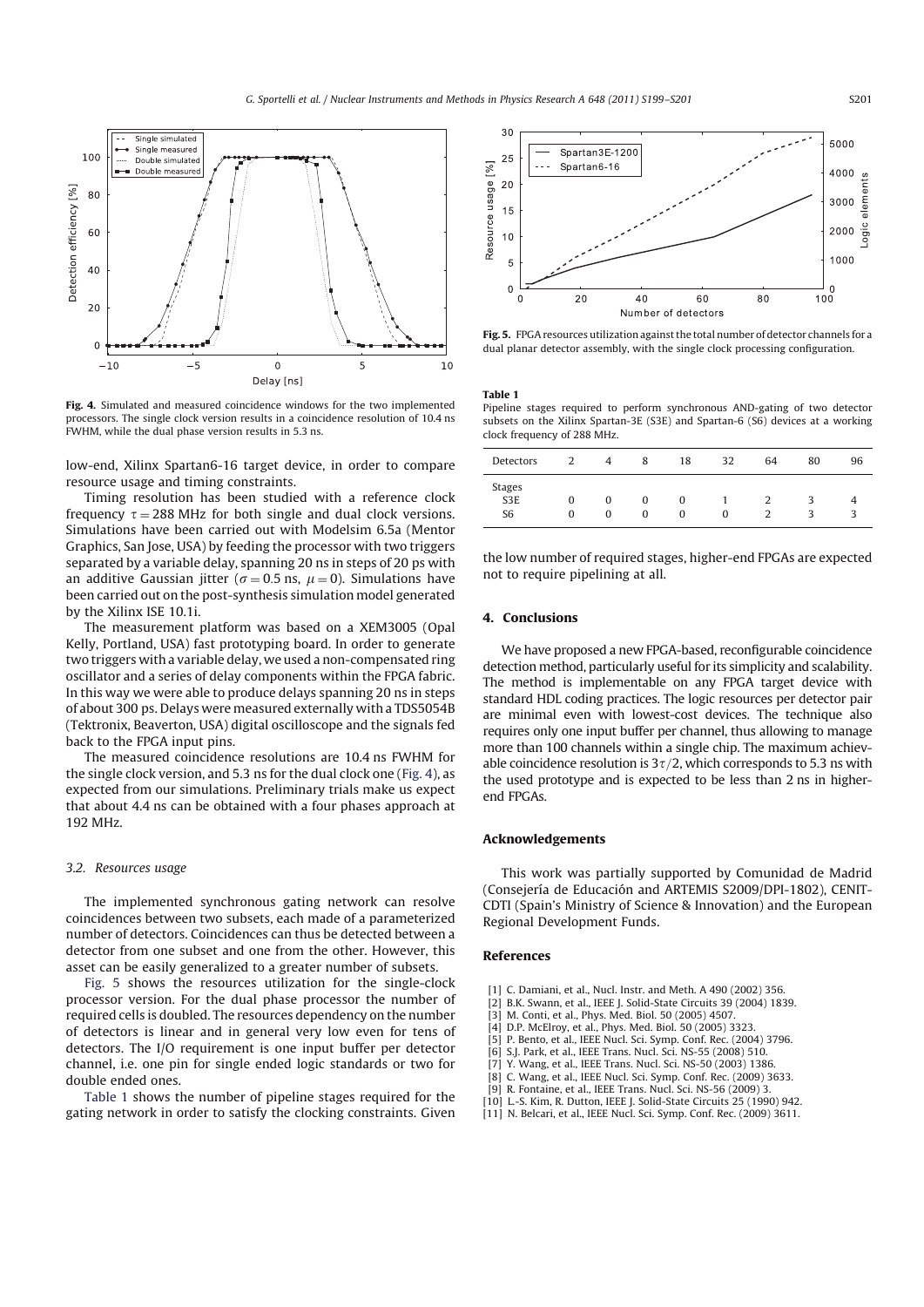Single simulated
Single measured
Double simulated
Double measured
Detection efficiency [%]
100
80
60
40
20
0
−10 −5 0 5 10
Delay [ns]

**Fig. 4.** Simulated and measured coincidence windows for the two implemented processors. The single clock version results in a coincidence resolution of 10.4 ns FWHM, while the dual phase version results in 5.3 ns.

low-end, Xilinx Spartan6-16 target device, in order to compare resource usage and timing constraints.

Timing resolution has been studied with a reference clock frequency $\tau = 288$ MHz for both single and dual clock versions. Simulations have been carried out with Modelsim 6.5a (Mentor Graphics, San Jose, USA) by feeding the processor with two triggers separated by a variable delay, spanning 20 ns in steps of 20 ps with an additive Gaussian jitter ($\sigma = 0.5$ ns, $\mu = 0$). Simulations have been carried out on the post-synthesis simulation model generated by the Xilinx ISE 10.1i.

The measurement platform was based on a XEM3005 (Opal Kelly, Portland, USA) fast prototyping board. In order to generate two triggers with a variable delay, we used a non-compensated ring oscillator and a series of delay components within the FPGA fabric. In this way we were able to produce delays spanning 20 ns in steps of about 300 ps. Delays were measured externally with a TDS5054B (Tektronix, Beaverton, USA) digital oscilloscope and the signals fed back to the FPGA input pins.

The measured coincidence resolutions are 10.4 ns FWHM for the single clock version, and 5.3 ns for the dual clock one (Fig. 4), as expected from our simulations. Preliminary trials make us expect that about 4.4 ns can be obtained with a four phases approach at 192 MHz.

### 3.2. Resources usage

The implemented synchronous gating network can resolve coincidences between two subsets, each made of a parameterized number of detectors. Coincidences can thus be detected between a detector from one subset and one from the other. However, this asset can be easily generalized to a greater number of subsets.

Fig. 5 shows the resources utilization for the single-clock processor version. For the dual phase processor the number of required cells is doubled. The resources dependency on the number of detectors is linear and in general very low even for tens of detectors. The I/O requirement is one input buffer per detector channel, i.e. one pin for single ended logic standards or two for double ended ones.

Table 1 shows the number of pipeline stages required for the gating network in order to satisfy the clocking constraints. Given

Spartan3E-1200
Spartan6-16
Resource usage [%]
30
25
20
15
10
5
0
Logic elements
5000
4000
3000
2000
1000
0
0 20 40 60 80 100
Number of detectors

**Fig. 5.** FPGA resources utilization against the total number of detector channels for a dual planar detector assembly, with the single clock processing configuration.

**Table 1**
Pipeline stages required to perform synchronous AND-gating of two detector subsets on the Xilinx Spartan-3E (S3E) and Spartan-6 (S6) devices at a working clock frequency of 288 MHz.

| Detectors | 2 | 4 | 8 | 18 | 32 | 64 | 80 | 96 |
|---|---|---|---|---|---|---|---|---|
| Stages | | | | | | | | |
| S3E | 0 | 0 | 0 | 0 | 1 | 2 | 3 | 4 |
| S6 | 0 | 0 | 0 | 0 | 0 | 2 | 3 | 3 |

the low number of required stages, higher-end FPGAs are expected not to require pipelining at all.

## 4. Conclusions

We have proposed a new FPGA-based, reconfigurable coincidence detection method, particularly useful for its simplicity and scalability. The method is implementable on any FPGA target device with standard HDL coding practices. The logic resources per detector pair are minimal even with lowest-cost devices. The technique also requires only one input buffer per channel, thus allowing to manage more than 100 channels within a single chip. The maximum achievable coincidence resolution is $3\tau/2$, which corresponds to 5.3 ns with the used prototype and is expected to be less than 2 ns in higher-end FPGAs.

## Acknowledgements

This work was partially supported by Comunidad de Madrid (Consejería de Educación and ARTEMIS S2009/DPI-1802), CENIT-CDTI (Spain's Ministry of Science & Innovation) and the European Regional Development Funds.

## References

[1] C. Damiani, et al., Nucl. Instr. and Meth. A 490 (2002) 356.
[2] B.K. Swann, et al., IEEE J. Solid-State Circuits 39 (2004) 1839.
[3] M. Conti, et al., Phys. Med. Biol. 50 (2005) 4507.
[4] D.P. McElroy, et al., Phys. Med. Biol. 50 (2005) 3323.
[5] P. Bento, et al., IEEE Nucl. Sci. Symp. Conf. Rec. (2004) 3796.
[6] S.J. Park, et al., IEEE Trans. Nucl. Sci. NS-55 (2008) 510.
[7] Y. Wang, et al., IEEE Trans. Nucl. Sci. NS-50 (2003) 1386.
[8] C. Wang, et al., IEEE Nucl. Sci. Symp. Conf. Rec. (2009) 3633.
[9] R. Fontaine, et al., IEEE Trans. Nucl. Sci. NS-56 (2009) 3.
[10] L.-S. Kim, R. Dutton, IEEE J. Solid-State Circuits 25 (1990) 942.
[11] N. Belcari, et al., IEEE Nucl. Sci. Symp. Conf. Rec. (2009) 3611.